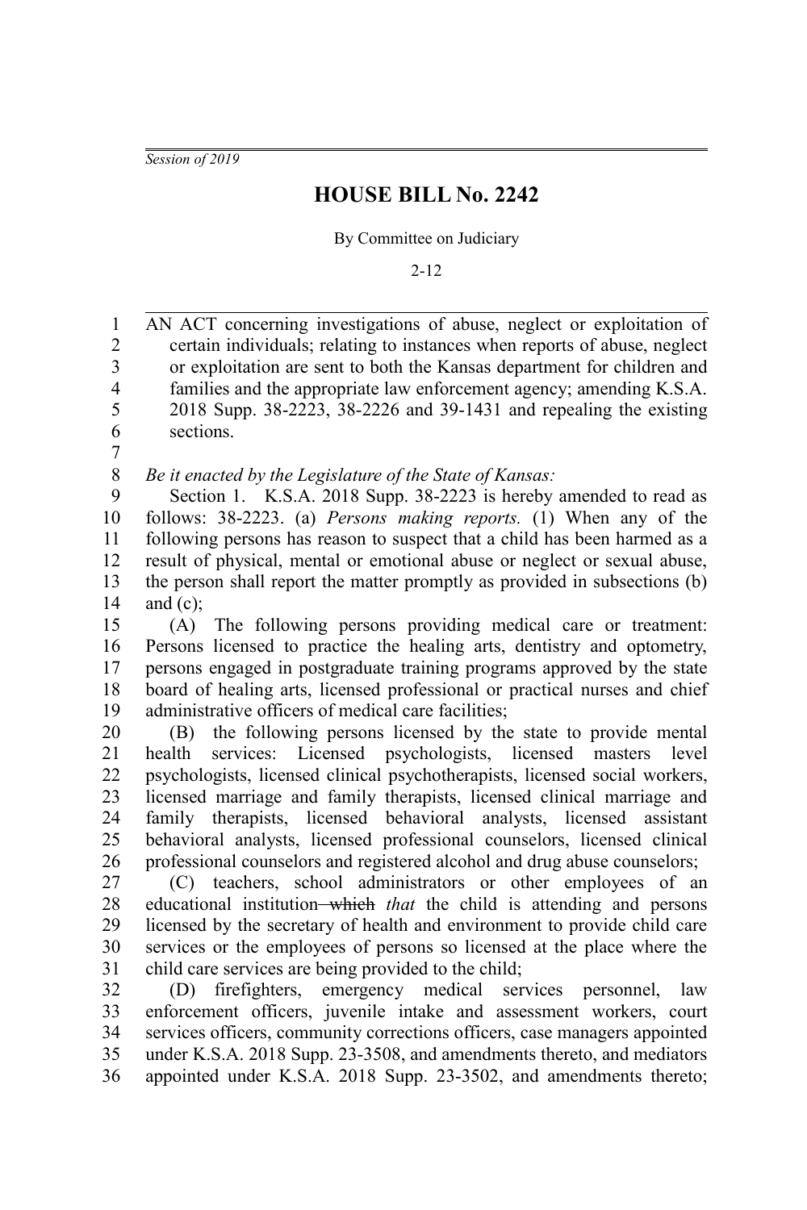*Session of 2019*

# HOUSE BILL No. 2242

By Committee on Judiciary

2-12

AN ACT concerning investigations of abuse, neglect or exploitation of certain individuals; relating to instances when reports of abuse, neglect or exploitation are sent to both the Kansas department for children and families and the appropriate law enforcement agency; amending K.S.A. 2018 Supp. 38-2223, 38-2226 and 39-1431 and repealing the existing sections.

*Be it enacted by the Legislature of the State of Kansas:*

Section 1. K.S.A. 2018 Supp. 38-2223 is hereby amended to read as follows: 38-2223. (a) *Persons making reports.* (1) When any of the following persons has reason to suspect that a child has been harmed as a result of physical, mental or emotional abuse or neglect or sexual abuse, the person shall report the matter promptly as provided in subsections (b) and (c);

(A) The following persons providing medical care or treatment: Persons licensed to practice the healing arts, dentistry and optometry, persons engaged in postgraduate training programs approved by the state board of healing arts, licensed professional or practical nurses and chief administrative officers of medical care facilities;

(B) the following persons licensed by the state to provide mental health services: Licensed psychologists, licensed masters level psychologists, licensed clinical psychotherapists, licensed social workers, licensed marriage and family therapists, licensed clinical marriage and family therapists, licensed behavioral analysts, licensed assistant behavioral analysts, licensed professional counselors, licensed clinical professional counselors and registered alcohol and drug abuse counselors;

(C) teachers, school administrators or other employees of an educational institution ~~which~~ *that* the child is attending and persons licensed by the secretary of health and environment to provide child care services or the employees of persons so licensed at the place where the child care services are being provided to the child;

(D) firefighters, emergency medical services personnel, law enforcement officers, juvenile intake and assessment workers, court services officers, community corrections officers, case managers appointed under K.S.A. 2018 Supp. 23-3508, and amendments thereto, and mediators appointed under K.S.A. 2018 Supp. 23-3502, and amendments thereto;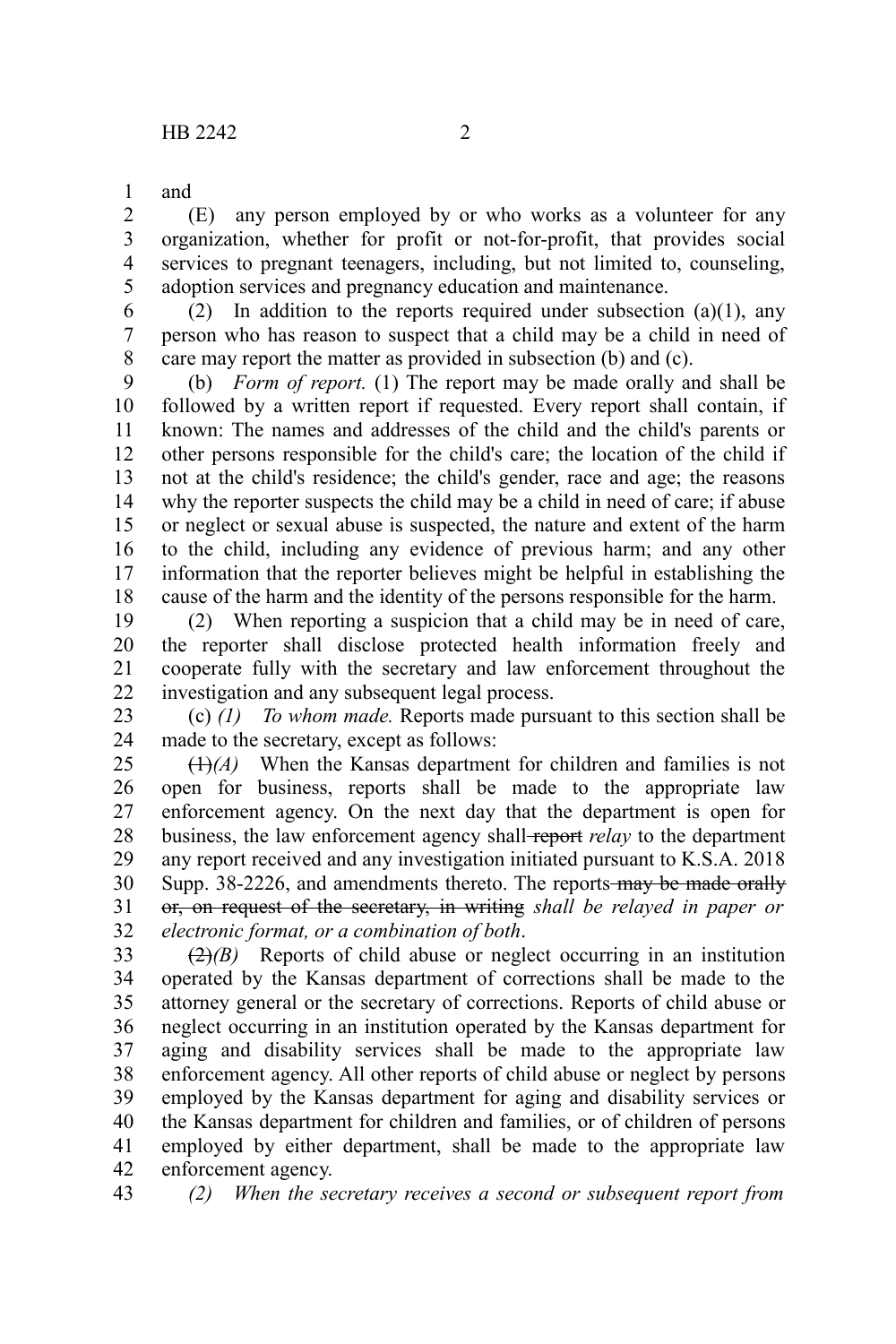and

(E) any person employed by or who works as a volunteer for any organization, whether for profit or not-for-profit, that provides social services to pregnant teenagers, including, but not limited to, counseling, adoption services and pregnancy education and maintenance.

(2) In addition to the reports required under subsection (a)(1), any person who has reason to suspect that a child may be a child in need of care may report the matter as provided in subsection (b) and (c).

(b) *Form of report.* (1) The report may be made orally and shall be followed by a written report if requested. Every report shall contain, if known: The names and addresses of the child and the child's parents or other persons responsible for the child's care; the location of the child if not at the child's residence; the child's gender, race and age; the reasons why the reporter suspects the child may be a child in need of care; if abuse or neglect or sexual abuse is suspected, the nature and extent of the harm to the child, including any evidence of previous harm; and any other information that the reporter believes might be helpful in establishing the cause of the harm and the identity of the persons responsible for the harm.

(2) When reporting a suspicion that a child may be in need of care, the reporter shall disclose protected health information freely and cooperate fully with the secretary and law enforcement throughout the investigation and any subsequent legal process.

(c) *(1) To whom made.* Reports made pursuant to this section shall be made to the secretary, except as follows:

~~(1)~~*(A)* When the Kansas department for children and families is not open for business, reports shall be made to the appropriate law enforcement agency. On the next day that the department is open for business, the law enforcement agency shall ~~report~~ *relay* to the department any report received and any investigation initiated pursuant to K.S.A. 2018 Supp. 38-2226, and amendments thereto. The reports ~~may be made orally or, on request of the secretary, in writing~~ *shall be relayed in paper or electronic format, or a combination of both*.

~~(2)~~*(B)* Reports of child abuse or neglect occurring in an institution operated by the Kansas department of corrections shall be made to the attorney general or the secretary of corrections. Reports of child abuse or neglect occurring in an institution operated by the Kansas department for aging and disability services shall be made to the appropriate law enforcement agency. All other reports of child abuse or neglect by persons employed by the Kansas department for aging and disability services or the Kansas department for children and families, or of children of persons employed by either department, shall be made to the appropriate law enforcement agency.

*(2) When the secretary receives a second or subsequent report from*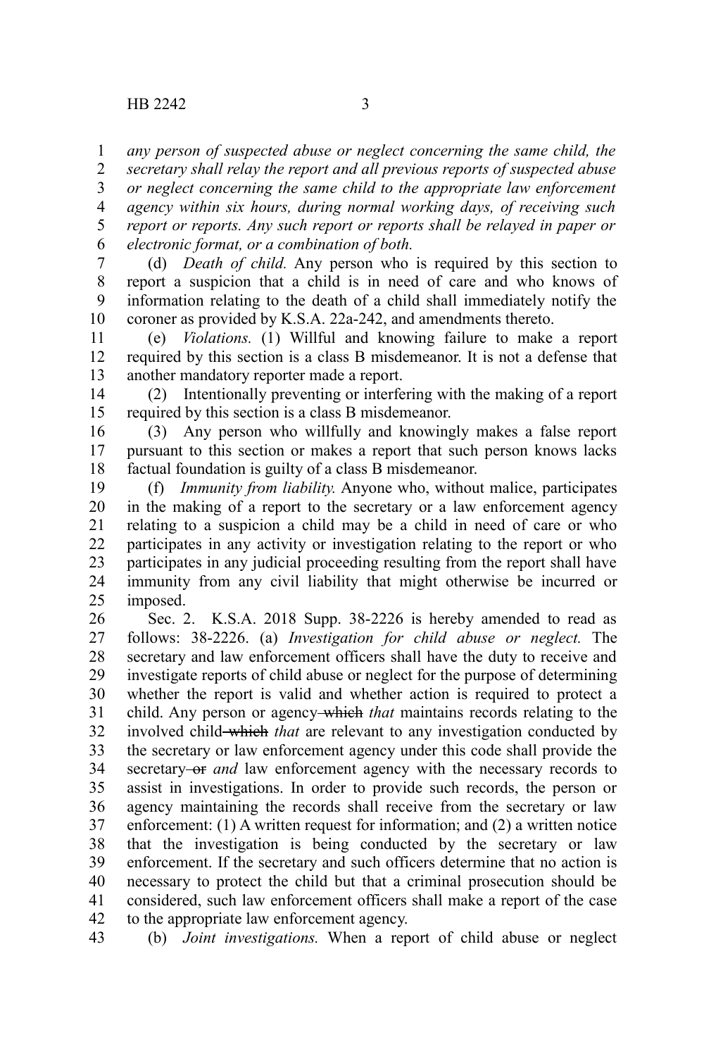*any person of suspected abuse or neglect concerning the same child, the secretary shall relay the report and all previous reports of suspected abuse or neglect concerning the same child to the appropriate law enforcement agency within six hours, during normal working days, of receiving such report or reports. Any such report or reports shall be relayed in paper or electronic format, or a combination of both.*

(d) *Death of child.* Any person who is required by this section to report a suspicion that a child is in need of care and who knows of information relating to the death of a child shall immediately notify the coroner as provided by K.S.A. 22a-242, and amendments thereto.

(e) *Violations.* (1) Willful and knowing failure to make a report required by this section is a class B misdemeanor. It is not a defense that another mandatory reporter made a report.

(2) Intentionally preventing or interfering with the making of a report required by this section is a class B misdemeanor.

(3) Any person who willfully and knowingly makes a false report pursuant to this section or makes a report that such person knows lacks factual foundation is guilty of a class B misdemeanor.

(f) *Immunity from liability.* Anyone who, without malice, participates in the making of a report to the secretary or a law enforcement agency relating to a suspicion a child may be a child in need of care or who participates in any activity or investigation relating to the report or who participates in any judicial proceeding resulting from the report shall have immunity from any civil liability that might otherwise be incurred or imposed.

Sec. 2. K.S.A. 2018 Supp. 38-2226 is hereby amended to read as follows: 38-2226. (a) *Investigation for child abuse or neglect.* The secretary and law enforcement officers shall have the duty to receive and investigate reports of child abuse or neglect for the purpose of determining whether the report is valid and whether action is required to protect a child. Any person or agency ~~which~~ *that* maintains records relating to the involved child ~~which~~ *that* are relevant to any investigation conducted by the secretary or law enforcement agency under this code shall provide the secretary ~~or~~ *and* law enforcement agency with the necessary records to assist in investigations. In order to provide such records, the person or agency maintaining the records shall receive from the secretary or law enforcement: (1) A written request for information; and (2) a written notice that the investigation is being conducted by the secretary or law enforcement. If the secretary and such officers determine that no action is necessary to protect the child but that a criminal prosecution should be considered, such law enforcement officers shall make a report of the case to the appropriate law enforcement agency.

(b) *Joint investigations.* When a report of child abuse or neglect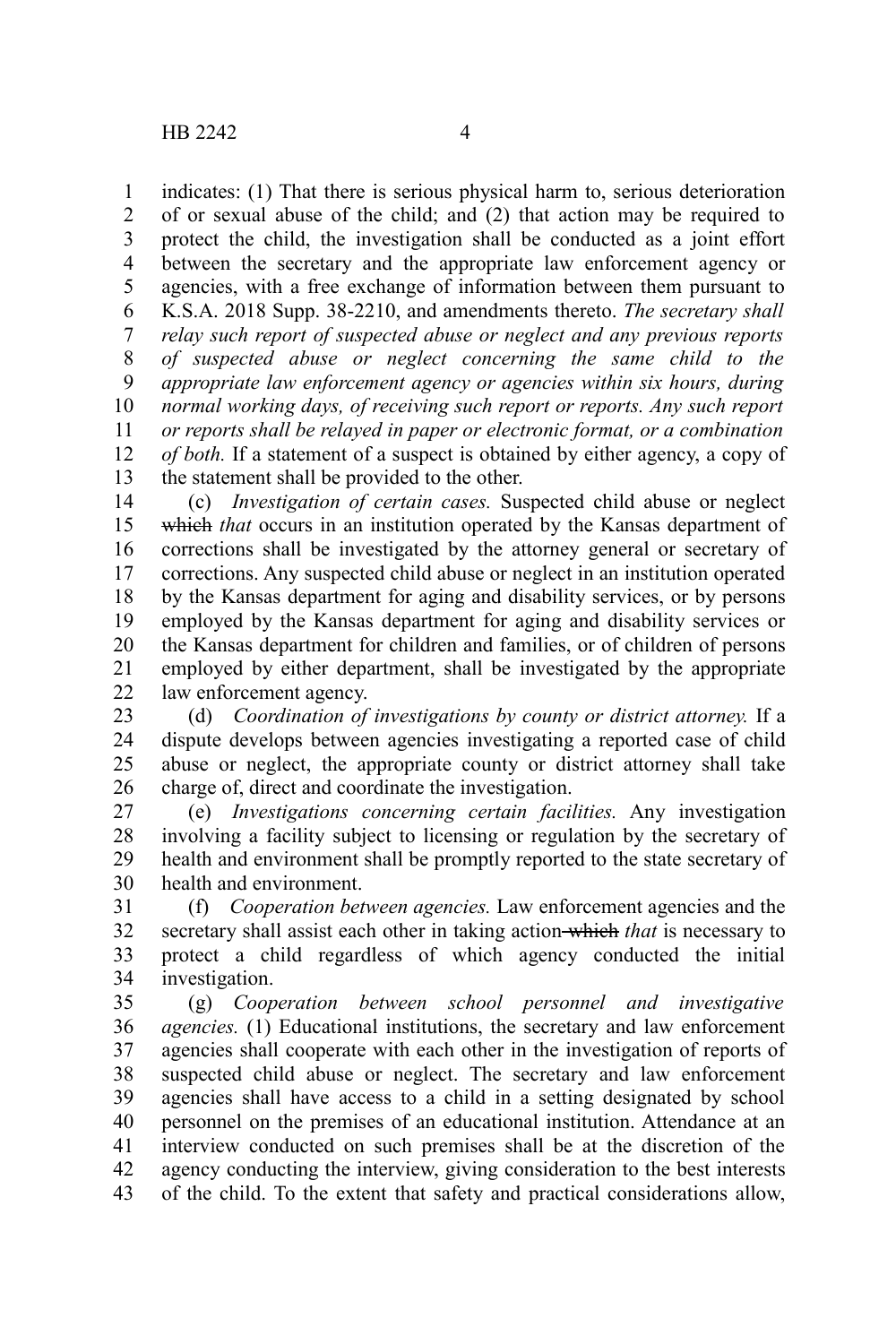indicates: (1) That there is serious physical harm to, serious deterioration of or sexual abuse of the child; and (2) that action may be required to protect the child, the investigation shall be conducted as a joint effort between the secretary and the appropriate law enforcement agency or agencies, with a free exchange of information between them pursuant to K.S.A. 2018 Supp. 38-2210, and amendments thereto. *The secretary shall relay such report of suspected abuse or neglect and any previous reports of suspected abuse or neglect concerning the same child to the appropriate law enforcement agency or agencies within six hours, during normal working days, of receiving such report or reports. Any such report or reports shall be relayed in paper or electronic format, or a combination of both.* If a statement of a suspect is obtained by either agency, a copy of the statement shall be provided to the other.

(c) *Investigation of certain cases.* Suspected child abuse or neglect ~~which~~ *that* occurs in an institution operated by the Kansas department of corrections shall be investigated by the attorney general or secretary of corrections. Any suspected child abuse or neglect in an institution operated by the Kansas department for aging and disability services, or by persons employed by the Kansas department for aging and disability services or the Kansas department for children and families, or of children of persons employed by either department, shall be investigated by the appropriate law enforcement agency.

(d) *Coordination of investigations by county or district attorney.* If a dispute develops between agencies investigating a reported case of child abuse or neglect, the appropriate county or district attorney shall take charge of, direct and coordinate the investigation.

(e) *Investigations concerning certain facilities.* Any investigation involving a facility subject to licensing or regulation by the secretary of health and environment shall be promptly reported to the state secretary of health and environment.

(f) *Cooperation between agencies.* Law enforcement agencies and the secretary shall assist each other in taking action ~~which~~ *that* is necessary to protect a child regardless of which agency conducted the initial investigation.

(g) *Cooperation between school personnel and investigative agencies.* (1) Educational institutions, the secretary and law enforcement agencies shall cooperate with each other in the investigation of reports of suspected child abuse or neglect. The secretary and law enforcement agencies shall have access to a child in a setting designated by school personnel on the premises of an educational institution. Attendance at an interview conducted on such premises shall be at the discretion of the agency conducting the interview, giving consideration to the best interests of the child. To the extent that safety and practical considerations allow,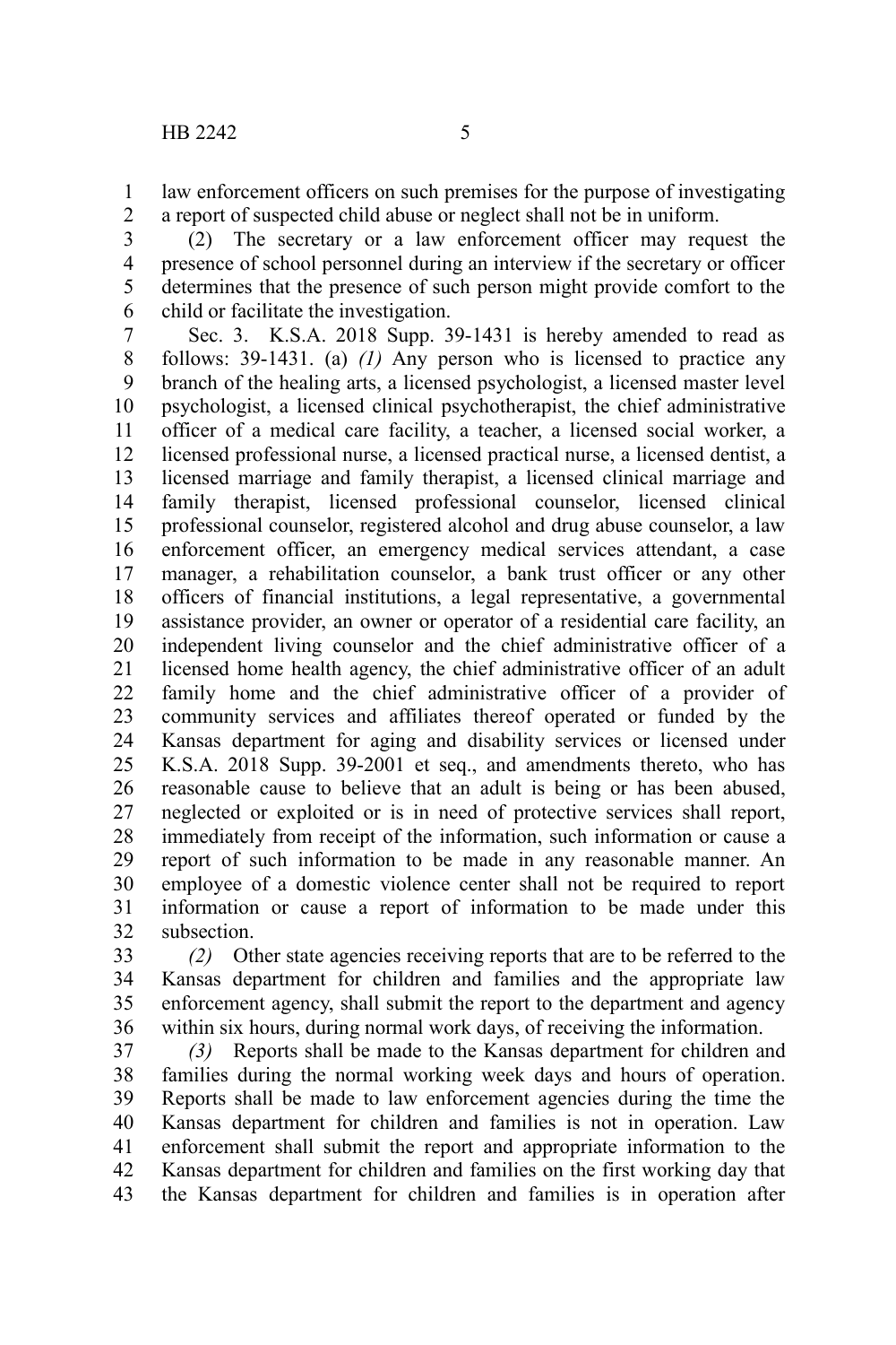law enforcement officers on such premises for the purpose of investigating a report of suspected child abuse or neglect shall not be in uniform.

(2) The secretary or a law enforcement officer may request the presence of school personnel during an interview if the secretary or officer determines that the presence of such person might provide comfort to the child or facilitate the investigation.

Sec. 3. K.S.A. 2018 Supp. 39-1431 is hereby amended to read as follows: 39-1431. (a) *(1)* Any person who is licensed to practice any branch of the healing arts, a licensed psychologist, a licensed master level psychologist, a licensed clinical psychotherapist, the chief administrative officer of a medical care facility, a teacher, a licensed social worker, a licensed professional nurse, a licensed practical nurse, a licensed dentist, a licensed marriage and family therapist, a licensed clinical marriage and family therapist, licensed professional counselor, licensed clinical professional counselor, registered alcohol and drug abuse counselor, a law enforcement officer, an emergency medical services attendant, a case manager, a rehabilitation counselor, a bank trust officer or any other officers of financial institutions, a legal representative, a governmental assistance provider, an owner or operator of a residential care facility, an independent living counselor and the chief administrative officer of a licensed home health agency, the chief administrative officer of an adult family home and the chief administrative officer of a provider of community services and affiliates thereof operated or funded by the Kansas department for aging and disability services or licensed under K.S.A. 2018 Supp. 39-2001 et seq., and amendments thereto, who has reasonable cause to believe that an adult is being or has been abused, neglected or exploited or is in need of protective services shall report, immediately from receipt of the information, such information or cause a report of such information to be made in any reasonable manner. An employee of a domestic violence center shall not be required to report information or cause a report of information to be made under this subsection.

*(2)* Other state agencies receiving reports that are to be referred to the Kansas department for children and families and the appropriate law enforcement agency, shall submit the report to the department and agency within six hours, during normal work days, of receiving the information.

*(3)* Reports shall be made to the Kansas department for children and families during the normal working week days and hours of operation. Reports shall be made to law enforcement agencies during the time the Kansas department for children and families is not in operation. Law enforcement shall submit the report and appropriate information to the Kansas department for children and families on the first working day that the Kansas department for children and families is in operation after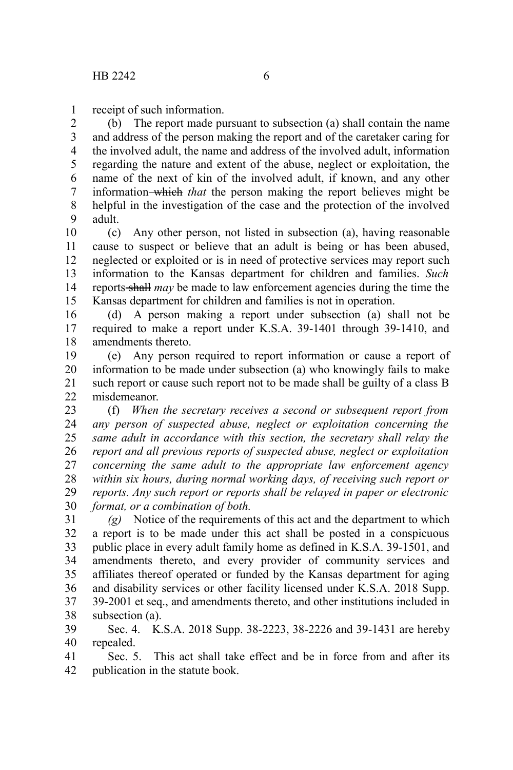receipt of such information.

(b) The report made pursuant to subsection (a) shall contain the name and address of the person making the report and of the caretaker caring for the involved adult, the name and address of the involved adult, information regarding the nature and extent of the abuse, neglect or exploitation, the name of the next of kin of the involved adult, if known, and any other information ~~which~~ *that* the person making the report believes might be helpful in the investigation of the case and the protection of the involved adult.

(c) Any other person, not listed in subsection (a), having reasonable cause to suspect or believe that an adult is being or has been abused, neglected or exploited or is in need of protective services may report such information to the Kansas department for children and families. *Such* reports ~~shall~~ *may* be made to law enforcement agencies during the time the Kansas department for children and families is not in operation.

(d) A person making a report under subsection (a) shall not be required to make a report under K.S.A. 39-1401 through 39-1410, and amendments thereto.

(e) Any person required to report information or cause a report of information to be made under subsection (a) who knowingly fails to make such report or cause such report not to be made shall be guilty of a class B misdemeanor.

(f) *When the secretary receives a second or subsequent report from any person of suspected abuse, neglect or exploitation concerning the same adult in accordance with this section, the secretary shall relay the report and all previous reports of suspected abuse, neglect or exploitation concerning the same adult to the appropriate law enforcement agency within six hours, during normal working days, of receiving such report or reports. Any such report or reports shall be relayed in paper or electronic format, or a combination of both.*

*(g)* Notice of the requirements of this act and the department to which a report is to be made under this act shall be posted in a conspicuous public place in every adult family home as defined in K.S.A. 39-1501, and amendments thereto, and every provider of community services and affiliates thereof operated or funded by the Kansas department for aging and disability services or other facility licensed under K.S.A. 2018 Supp. 39-2001 et seq., and amendments thereto, and other institutions included in subsection (a).

Sec. 4. K.S.A. 2018 Supp. 38-2223, 38-2226 and 39-1431 are hereby repealed.

Sec. 5. This act shall take effect and be in force from and after its publication in the statute book.